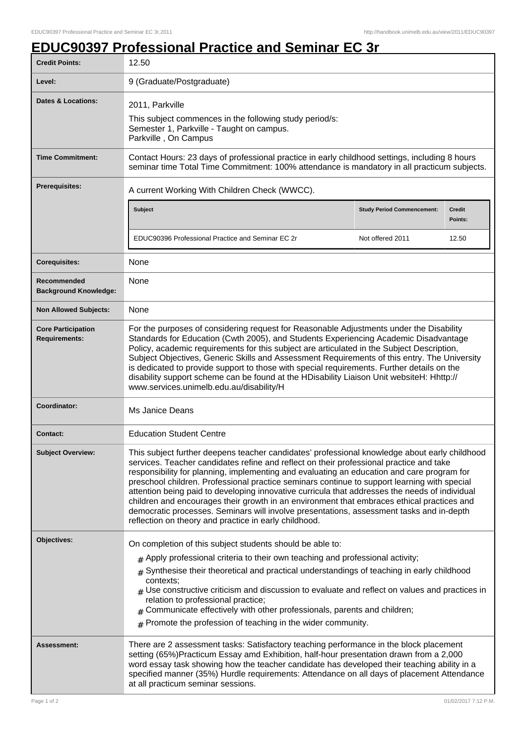# EDUC90397 Professional Practice and Seminar EC 3r

| | |
|---|---|
| **Credit Points:** | 12.50 |
| **Level:** | 9 (Graduate/Postgraduate) |
| **Dates & Locations:** | 2011, Parkville<br>This subject commences in the following study period/s:<br>Semester 1, Parkville - Taught on campus.<br>Parkville , On Campus |
| **Time Commitment:** | Contact Hours: 23 days of professional practice in early childhood settings, including 8 hours seminar time Total Time Commitment: 100% attendance is mandatory in all practicum subjects. |
| **Prerequisites:** | A current Working With Children Check (WWCC).<br><br>**Subject** / **Study Period Commencement:** / **Credit Points:**<br>EDUC90396 Professional Practice and Seminar EC 2r / Not offered 2011 / 12.50 |
| **Corequisites:** | None |
| **Recommended Background Knowledge:** | None |
| **Non Allowed Subjects:** | None |
| **Core Participation Requirements:** | For the purposes of considering request for Reasonable Adjustments under the Disability Standards for Education (Cwth 2005), and Students Experiencing Academic Disadvantage Policy, academic requirements for this subject are articulated in the Subject Description, Subject Objectives, Generic Skills and Assessment Requirements of this entry. The University is dedicated to provide support to those with special requirements. Further details on the disability support scheme can be found at the HDisability Liaison Unit websiteH: Hhttp://www.services.unimelb.edu.au/disability/H |
| **Coordinator:** | Ms Janice Deans |
| **Contact:** | Education Student Centre |
| **Subject Overview:** | This subject further deepens teacher candidates' professional knowledge about early childhood services. Teacher candidates refine and reflect on their professional practice and take responsibility for planning, implementing and evaluating an education and care program for preschool children. Professional practice seminars continue to support learning with special attention being paid to developing innovative curricula that addresses the needs of individual children and encourages their growth in an environment that embraces ethical practices and democratic processes. Seminars will involve presentations, assessment tasks and in-depth reflection on theory and practice in early childhood. |
| **Objectives:** | On completion of this subject students should be able to:<br># Apply professional criteria to their own teaching and professional activity;<br># Synthesise their theoretical and practical understandings of teaching in early childhood contexts;<br># Use constructive criticism and discussion to evaluate and reflect on values and practices in relation to professional practice;<br># Communicate effectively with other professionals, parents and children;<br># Promote the profession of teaching in the wider community. |
| **Assessment:** | There are 2 assessment tasks: Satisfactory teaching performance in the block placement setting (65%)Practicum Essay amd Exhibition, half-hour presentation drawn from a 2,000 word essay task showing how the teacher candidate has developed their teaching ability in a specified manner (35%) Hurdle requirements: Attendance on all days of placement Attendance at all practicum seminar sessions. |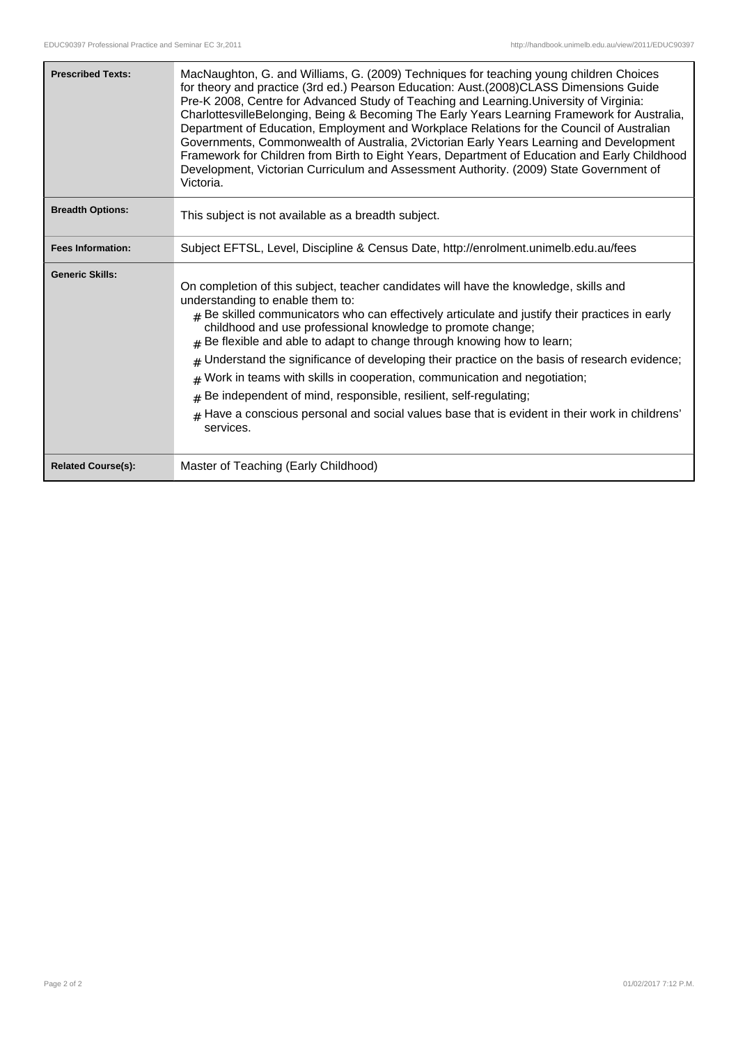| | |
|---|---|
| **Prescribed Texts:** | MacNaughton, G. and Williams, G. (2009) Techniques for teaching young children Choices for theory and practice (3rd ed.) Pearson Education: Aust.(2008)CLASS Dimensions Guide Pre-K 2008, Centre for Advanced Study of Teaching and Learning.University of Virginia: CharlottesvilleBelonging, Being & Becoming The Early Years Learning Framework for Australia, Department of Education, Employment and Workplace Relations for the Council of Australian Governments, Commonwealth of Australia, 2Victorian Early Years Learning and Development Framework for Children from Birth to Eight Years, Department of Education and Early Childhood Development, Victorian Curriculum and Assessment Authority. (2009) State Government of Victoria. |
| **Breadth Options:** | This subject is not available as a breadth subject. |
| **Fees Information:** | Subject EFTSL, Level, Discipline & Census Date, http://enrolment.unimelb.edu.au/fees |
| **Generic Skills:** | On completion of this subject, teacher candidates will have the knowledge, skills and understanding to enable them to:<br># Be skilled communicators who can effectively articulate and justify their practices in early childhood and use professional knowledge to promote change;<br># Be flexible and able to adapt to change through knowing how to learn;<br># Understand the significance of developing their practice on the basis of research evidence;<br># Work in teams with skills in cooperation, communication and negotiation;<br># Be independent of mind, responsible, resilient, self-regulating;<br># Have a conscious personal and social values base that is evident in their work in childrens' services. |
| **Related Course(s):** | Master of Teaching (Early Childhood) |